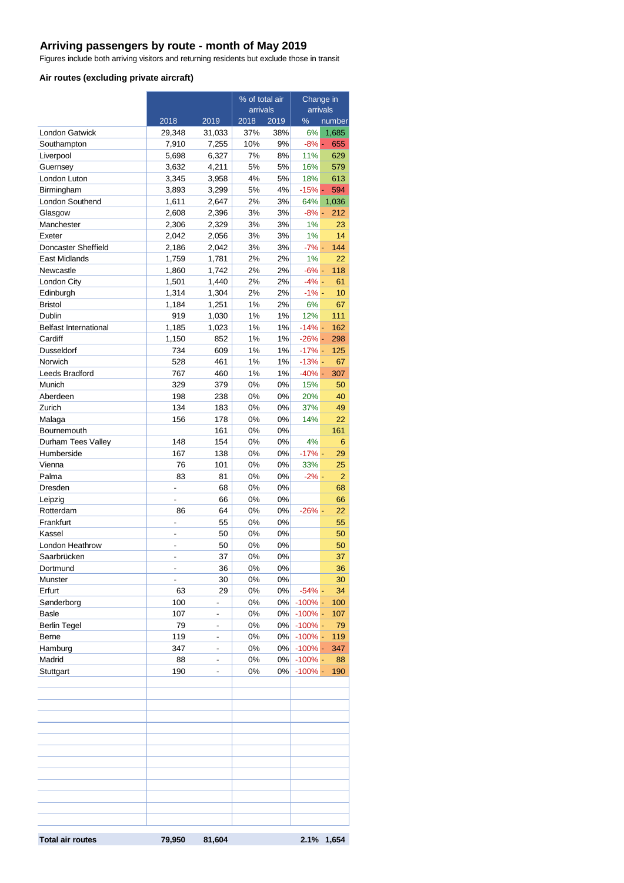## Arriving passengers by route - month of May 2019

Figures include both arriving visitors and returning residents but exclude those in transit

### Air routes (excluding private aircraft)

| | 2018 | 2019 | % of total air arrivals | | Change in arrivals | |
|---|---|---|---|---|---|---|
| | | | 2018 | 2019 | % | number |
| London Gatwick | 29,348 | 31,033 | 37% | 38% | 6% | 1,685 |
| Southampton | 7,910 | 7,255 | 10% | 9% | -8% | - 655 |
| Liverpool | 5,698 | 6,327 | 7% | 8% | 11% | 629 |
| Guernsey | 3,632 | 4,211 | 5% | 5% | 16% | 579 |
| London Luton | 3,345 | 3,958 | 4% | 5% | 18% | 613 |
| Birmingham | 3,893 | 3,299 | 5% | 4% | -15% | - 594 |
| London Southend | 1,611 | 2,647 | 2% | 3% | 64% | 1,036 |
| Glasgow | 2,608 | 2,396 | 3% | 3% | -8% | - 212 |
| Manchester | 2,306 | 2,329 | 3% | 3% | 1% | 23 |
| Exeter | 2,042 | 2,056 | 3% | 3% | 1% | 14 |
| Doncaster Sheffield | 2,186 | 2,042 | 3% | 3% | -7% | - 144 |
| East Midlands | 1,759 | 1,781 | 2% | 2% | 1% | 22 |
| Newcastle | 1,860 | 1,742 | 2% | 2% | -6% | - 118 |
| London City | 1,501 | 1,440 | 2% | 2% | -4% | - 61 |
| Edinburgh | 1,314 | 1,304 | 2% | 2% | -1% | - 10 |
| Bristol | 1,184 | 1,251 | 1% | 2% | 6% | 67 |
| Dublin | 919 | 1,030 | 1% | 1% | 12% | 111 |
| Belfast International | 1,185 | 1,023 | 1% | 1% | -14% | - 162 |
| Cardiff | 1,150 | 852 | 1% | 1% | -26% | - 298 |
| Dusseldorf | 734 | 609 | 1% | 1% | -17% | - 125 |
| Norwich | 528 | 461 | 1% | 1% | -13% | - 67 |
| Leeds Bradford | 767 | 460 | 1% | 1% | -40% | - 307 |
| Munich | 329 | 379 | 0% | 0% | 15% | 50 |
| Aberdeen | 198 | 238 | 0% | 0% | 20% | 40 |
| Zurich | 134 | 183 | 0% | 0% | 37% | 49 |
| Malaga | 156 | 178 | 0% | 0% | 14% | 22 |
| Bournemouth | | 161 | 0% | 0% | | 161 |
| Durham Tees Valley | 148 | 154 | 0% | 0% | 4% | 6 |
| Humberside | 167 | 138 | 0% | 0% | -17% | - 29 |
| Vienna | 76 | 101 | 0% | 0% | 33% | 25 |
| Palma | 83 | 81 | 0% | 0% | -2% | - 2 |
| Dresden | - | 68 | 0% | 0% | | 68 |
| Leipzig | - | 66 | 0% | 0% | | 66 |
| Rotterdam | 86 | 64 | 0% | 0% | -26% | - 22 |
| Frankfurt | - | 55 | 0% | 0% | | 55 |
| Kassel | - | 50 | 0% | 0% | | 50 |
| London Heathrow | - | 50 | 0% | 0% | | 50 |
| Saarbrücken | - | 37 | 0% | 0% | | 37 |
| Dortmund | - | 36 | 0% | 0% | | 36 |
| Munster | - | 30 | 0% | 0% | | 30 |
| Erfurt | 63 | 29 | 0% | 0% | -54% | - 34 |
| Sønderborg | 100 | - | 0% | 0% | -100% | - 100 |
| Basle | 107 | - | 0% | 0% | -100% | - 107 |
| Berlin Tegel | 79 | - | 0% | 0% | -100% | - 79 |
| Berne | 119 | - | 0% | 0% | -100% | - 119 |
| Hamburg | 347 | - | 0% | 0% | -100% | - 347 |
| Madrid | 88 | - | 0% | 0% | -100% | - 88 |
| Stuttgart | 190 | - | 0% | 0% | -100% | - 190 |
| **Total air routes** | **79,950** | **81,604** | | | **2.1%** | **1,654** |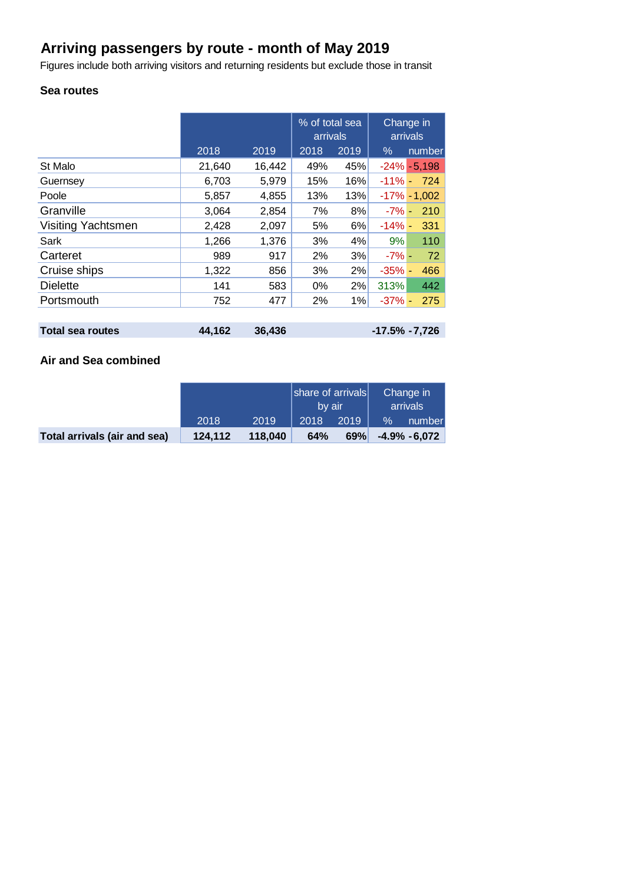# Arriving passengers by route - month of May 2019

Figures include both arriving visitors and returning residents but exclude those in transit

### Sea routes

| | | | % of total sea arrivals | | Change in arrivals | |
|---|---|---|---|---|---|---|
| | 2018 | 2019 | 2018 | 2019 | % | number |
| St Malo | 21,640 | 16,442 | 49% | 45% | -24% | -5,198 |
| Guernsey | 6,703 | 5,979 | 15% | 16% | -11% | - 724 |
| Poole | 5,857 | 4,855 | 13% | 13% | -17% | -1,002 |
| Granville | 3,064 | 2,854 | 7% | 8% | -7% | - 210 |
| Visiting Yachtsmen | 2,428 | 2,097 | 5% | 6% | -14% | - 331 |
| Sark | 1,266 | 1,376 | 3% | 4% | 9% | 110 |
| Carteret | 989 | 917 | 2% | 3% | -7% | - 72 |
| Cruise ships | 1,322 | 856 | 3% | 2% | -35% | - 466 |
| Dielette | 141 | 583 | 0% | 2% | 313% | 442 |
| Portsmouth | 752 | 477 | 2% | 1% | -37% | - 275 |
| | | | | | | |
| **Total sea routes** | **44,162** | **36,436** | | | **-17.5%** | **-7,726** |

### Air and Sea combined

| | | | share of arrivals by air | | Change in arrivals | |
|---|---|---|---|---|---|---|
| | 2018 | 2019 | 2018 | 2019 | % | number |
| **Total arrivals (air and sea)** | **124,112** | **118,040** | **64%** | **69%** | **-4.9%** | **-6,072** |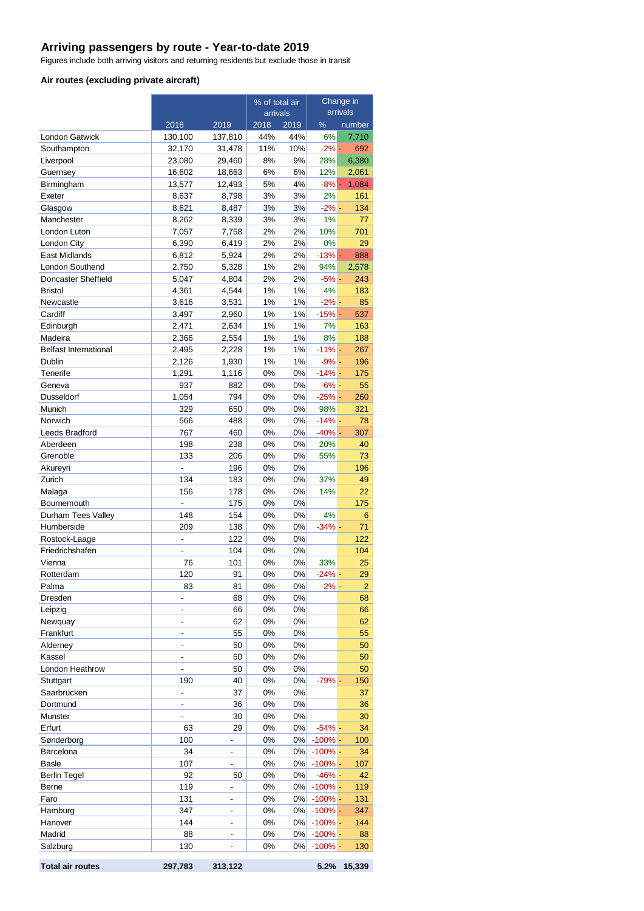## Arriving passengers by route - Year-to-date 2019

Figures include both arriving visitors and returning residents but exclude those in transit

### Air routes (excluding private aircraft)

| | | | % of total air arrivals | | Change in arrivals | |
|---|---|---|---|---|---|---|
| | 2018 | 2019 | 2018 | 2019 | % | number |
| London Gatwick | 130,100 | 137,810 | 44% | 44% | 6% | 7,710 |
| Southampton | 32,170 | 31,478 | 11% | 10% | -2% | - 692 |
| Liverpool | 23,080 | 29,460 | 8% | 9% | 28% | 6,380 |
| Guernsey | 16,602 | 18,663 | 6% | 6% | 12% | 2,061 |
| Birmingham | 13,577 | 12,493 | 5% | 4% | -8% | - 1,084 |
| Exeter | 8,637 | 8,798 | 3% | 3% | 2% | 161 |
| Glasgow | 8,621 | 8,487 | 3% | 3% | -2% | - 134 |
| Manchester | 8,262 | 8,339 | 3% | 3% | 1% | 77 |
| London Luton | 7,057 | 7,758 | 2% | 2% | 10% | 701 |
| London City | 6,390 | 6,419 | 2% | 2% | 0% | 29 |
| East Midlands | 6,812 | 5,924 | 2% | 2% | -13% | - 888 |
| London Southend | 2,750 | 5,328 | 1% | 2% | 94% | 2,578 |
| Doncaster Sheffield | 5,047 | 4,804 | 2% | 2% | -5% | - 243 |
| Bristol | 4,361 | 4,544 | 1% | 1% | 4% | 183 |
| Newcastle | 3,616 | 3,531 | 1% | 1% | -2% | - 85 |
| Cardiff | 3,497 | 2,960 | 1% | 1% | -15% | - 537 |
| Edinburgh | 2,471 | 2,634 | 1% | 1% | 7% | 163 |
| Madeira | 2,366 | 2,554 | 1% | 1% | 8% | 188 |
| Belfast International | 2,495 | 2,228 | 1% | 1% | -11% | - 267 |
| Dublin | 2,126 | 1,930 | 1% | 1% | -9% | - 196 |
| Tenerife | 1,291 | 1,116 | 0% | 0% | -14% | - 175 |
| Geneva | 937 | 882 | 0% | 0% | -6% | - 55 |
| Dusseldorf | 1,054 | 794 | 0% | 0% | -25% | - 260 |
| Munich | 329 | 650 | 0% | 0% | 98% | 321 |
| Norwich | 566 | 488 | 0% | 0% | -14% | - 78 |
| Leeds Bradford | 767 | 460 | 0% | 0% | -40% | - 307 |
| Aberdeen | 198 | 238 | 0% | 0% | 20% | 40 |
| Grenoble | 133 | 206 | 0% | 0% | 55% | 73 |
| Akureyri | - | 196 | 0% | 0% | | 196 |
| Zurich | 134 | 183 | 0% | 0% | 37% | 49 |
| Malaga | 156 | 178 | 0% | 0% | 14% | 22 |
| Bournemouth | - | 175 | 0% | 0% | | 175 |
| Durham Tees Valley | 148 | 154 | 0% | 0% | 4% | 6 |
| Humberside | 209 | 138 | 0% | 0% | -34% | - 71 |
| Rostock-Laage | - | 122 | 0% | 0% | | 122 |
| Friedrichshafen | - | 104 | 0% | 0% | | 104 |
| Vienna | 76 | 101 | 0% | 0% | 33% | 25 |
| Rotterdam | 120 | 91 | 0% | 0% | -24% | - 29 |
| Palma | 83 | 81 | 0% | 0% | -2% | - 2 |
| Dresden | - | 68 | 0% | 0% | | 68 |
| Leipzig | - | 66 | 0% | 0% | | 66 |
| Newquay | - | 62 | 0% | 0% | | 62 |
| Frankfurt | - | 55 | 0% | 0% | | 55 |
| Alderney | - | 50 | 0% | 0% | | 50 |
| Kassel | - | 50 | 0% | 0% | | 50 |
| London Heathrow | - | 50 | 0% | 0% | | 50 |
| Stuttgart | 190 | 40 | 0% | 0% | -79% | - 150 |
| Saarbrücken | - | 37 | 0% | 0% | | 37 |
| Dortmund | - | 36 | 0% | 0% | | 36 |
| Munster | - | 30 | 0% | 0% | | 30 |
| Erfurt | 63 | 29 | 0% | 0% | -54% | - 34 |
| Sønderborg | 100 | - | 0% | 0% | -100% | - 100 |
| Barcelona | 34 | - | 0% | 0% | -100% | - 34 |
| Basle | 107 | - | 0% | 0% | -100% | - 107 |
| Berlin Tegel | 92 | 50 | 0% | 0% | -46% | - 42 |
| Berne | 119 | - | 0% | 0% | -100% | - 119 |
| Faro | 131 | - | 0% | 0% | -100% | - 131 |
| Hamburg | 347 | - | 0% | 0% | -100% | - 347 |
| Hanover | 144 | - | 0% | 0% | -100% | - 144 |
| Madrid | 88 | - | 0% | 0% | -100% | - 88 |
| Salzburg | 130 | - | 0% | 0% | -100% | - 130 |
| **Total air routes** | **297,783** | **313,122** | | | **5.2%** | **15,339** |